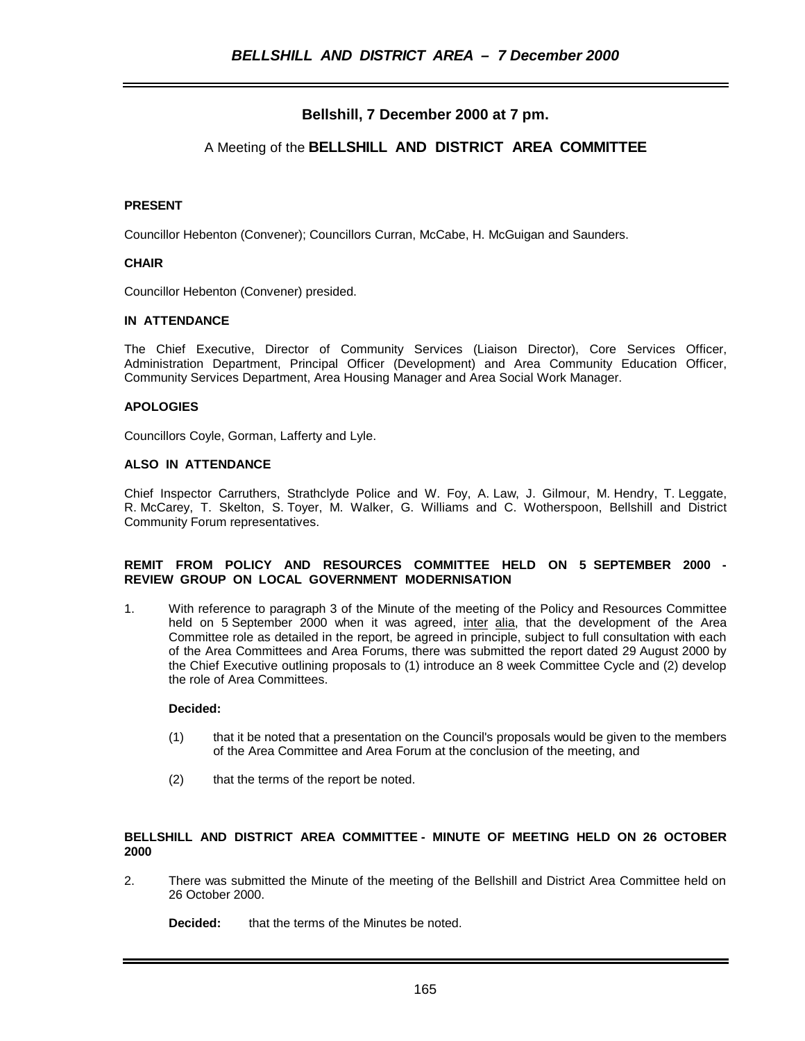# Bellshill, 7 December 2000 at 7 pm.

## A Meeting of the **BELLSHILL AND DISTRICT AREA COMMITTEE**

**PRESENT**

Councillor Hebenton (Convener); Councillors Curran, McCabe, H. McGuigan and Saunders.

**CHAIR**

Councillor Hebenton (Convener) presided.

**IN ATTENDANCE**

The Chief Executive, Director of Community Services (Liaison Director), Core Services Officer, Administration Department, Principal Officer (Development) and Area Community Education Officer, Community Services Department, Area Housing Manager and Area Social Work Manager.

**APOLOGIES**

Councillors Coyle, Gorman, Lafferty and Lyle.

**ALSO IN ATTENDANCE**

Chief Inspector Carruthers, Strathclyde Police and W. Foy, A. Law, J. Gilmour, M. Hendry, T. Leggate, R. McCarey, T. Skelton, S. Toyer, M. Walker, G. Williams and C. Wotherspoon, Bellshill and District Community Forum representatives.

**REMIT FROM POLICY AND RESOURCES COMMITTEE HELD ON 5 SEPTEMBER 2000 - REVIEW GROUP ON LOCAL GOVERNMENT MODERNISATION**

1. With reference to paragraph 3 of the Minute of the meeting of the Policy and Resources Committee held on 5 September 2000 when it was agreed, inter alia, that the development of the Area Committee role as detailed in the report, be agreed in principle, subject to full consultation with each of the Area Committees and Area Forums, there was submitted the report dated 29 August 2000 by the Chief Executive outlining proposals to (1) introduce an 8 week Committee Cycle and (2) develop the role of Area Committees.

   **Decided:**

   (1) that it be noted that a presentation on the Council's proposals would be given to the members of the Area Committee and Area Forum at the conclusion of the meeting, and

   (2) that the terms of the report be noted.

**BELLSHILL AND DISTRICT AREA COMMITTEE - MINUTE OF MEETING HELD ON 26 OCTOBER 2000**

2. There was submitted the Minute of the meeting of the Bellshill and District Area Committee held on 26 October 2000.

   **Decided:** that the terms of the Minutes be noted.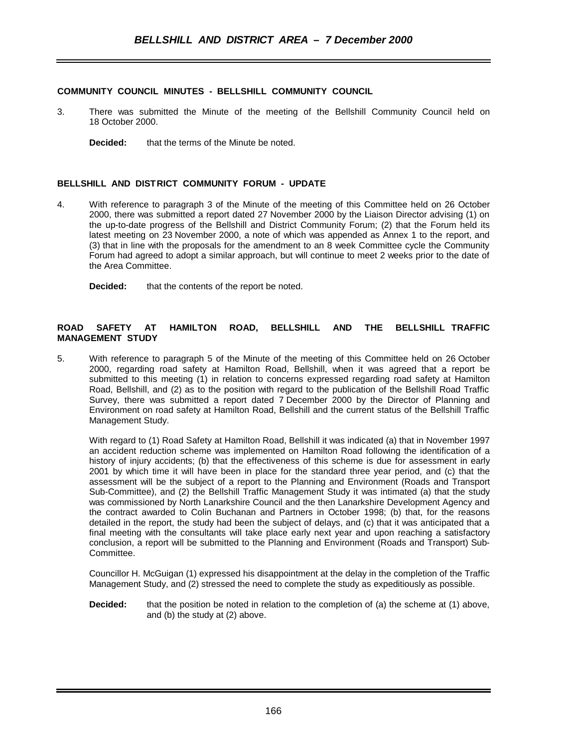**COMMUNITY COUNCIL MINUTES - BELLSHILL COMMUNITY COUNCIL**

3. There was submitted the Minute of the meeting of the Bellshill Community Council held on 18 October 2000.

   **Decided:** that the terms of the Minute be noted.

**BELLSHILL AND DISTRICT COMMUNITY FORUM - UPDATE**

4. With reference to paragraph 3 of the Minute of the meeting of this Committee held on 26 October 2000, there was submitted a report dated 27 November 2000 by the Liaison Director advising (1) on the up-to-date progress of the Bellshill and District Community Forum; (2) that the Forum held its latest meeting on 23 November 2000, a note of which was appended as Annex 1 to the report, and (3) that in line with the proposals for the amendment to an 8 week Committee cycle the Community Forum had agreed to adopt a similar approach, but will continue to meet 2 weeks prior to the date of the Area Committee.

   **Decided:** that the contents of the report be noted.

**ROAD SAFETY AT HAMILTON ROAD, BELLSHILL AND THE BELLSHILL TRAFFIC MANAGEMENT STUDY**

5. With reference to paragraph 5 of the Minute of the meeting of this Committee held on 26 October 2000, regarding road safety at Hamilton Road, Bellshill, when it was agreed that a report be submitted to this meeting (1) in relation to concerns expressed regarding road safety at Hamilton Road, Bellshill, and (2) as to the position with regard to the publication of the Bellshill Road Traffic Survey, there was submitted a report dated 7 December 2000 by the Director of Planning and Environment on road safety at Hamilton Road, Bellshill and the current status of the Bellshill Traffic Management Study.

   With regard to (1) Road Safety at Hamilton Road, Bellshill it was indicated (a) that in November 1997 an accident reduction scheme was implemented on Hamilton Road following the identification of a history of injury accidents; (b) that the effectiveness of this scheme is due for assessment in early 2001 by which time it will have been in place for the standard three year period, and (c) that the assessment will be the subject of a report to the Planning and Environment (Roads and Transport Sub-Committee), and (2) the Bellshill Traffic Management Study it was intimated (a) that the study was commissioned by North Lanarkshire Council and the then Lanarkshire Development Agency and the contract awarded to Colin Buchanan and Partners in October 1998; (b) that, for the reasons detailed in the report, the study had been the subject of delays, and (c) that it was anticipated that a final meeting with the consultants will take place early next year and upon reaching a satisfactory conclusion, a report will be submitted to the Planning and Environment (Roads and Transport) Sub-Committee.

   Councillor H. McGuigan (1) expressed his disappointment at the delay in the completion of the Traffic Management Study, and (2) stressed the need to complete the study as expeditiously as possible.

   **Decided:** that the position be noted in relation to the completion of (a) the scheme at (1) above, and (b) the study at (2) above.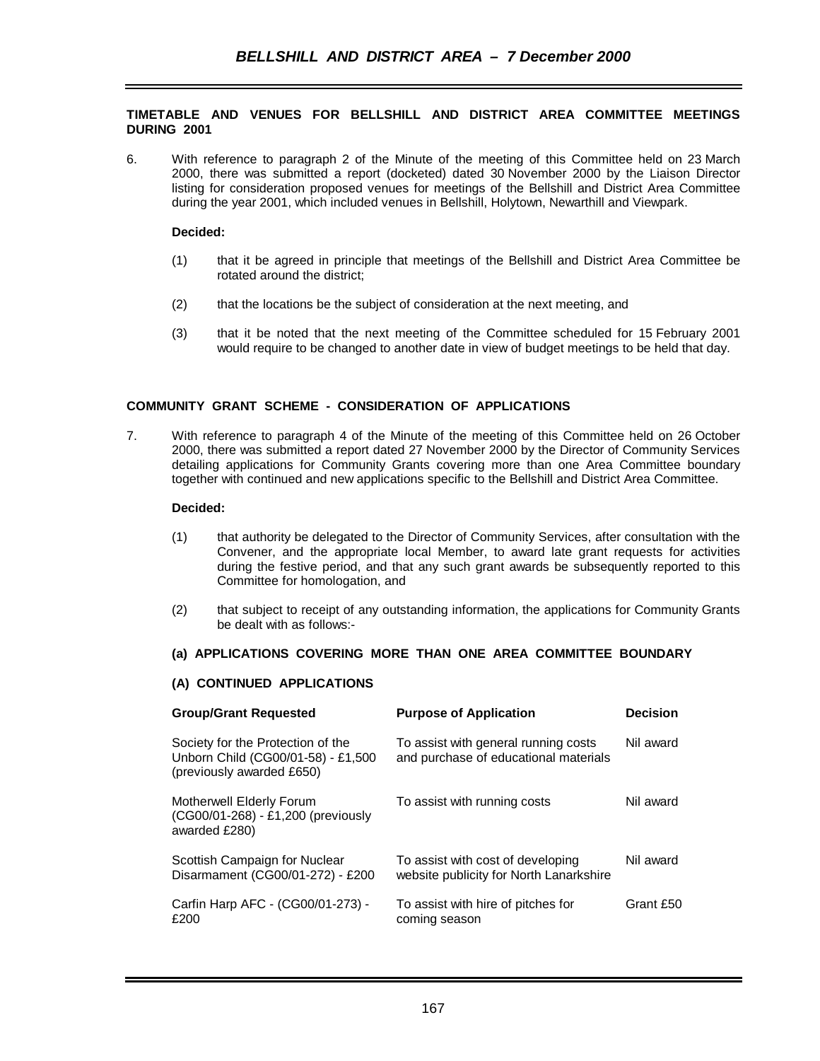## TIMETABLE AND VENUES FOR BELLSHILL AND DISTRICT AREA COMMITTEE MEETINGS DURING 2001

6. With reference to paragraph 2 of the Minute of the meeting of this Committee held on 23 March 2000, there was submitted a report (docketed) dated 30 November 2000 by the Liaison Director listing for consideration proposed venues for meetings of the Bellshill and District Area Committee during the year 2001, which included venues in Bellshill, Holytown, Newarthill and Viewpark.

**Decided:**

(1) that it be agreed in principle that meetings of the Bellshill and District Area Committee be rotated around the district;

(2) that the locations be the subject of consideration at the next meeting, and

(3) that it be noted that the next meeting of the Committee scheduled for 15 February 2001 would require to be changed to another date in view of budget meetings to be held that day.

## COMMUNITY GRANT SCHEME - CONSIDERATION OF APPLICATIONS

7. With reference to paragraph 4 of the Minute of the meeting of this Committee held on 26 October 2000, there was submitted a report dated 27 November 2000 by the Director of Community Services detailing applications for Community Grants covering more than one Area Committee boundary together with continued and new applications specific to the Bellshill and District Area Committee.

**Decided:**

(1) that authority be delegated to the Director of Community Services, after consultation with the Convener, and the appropriate local Member, to award late grant requests for activities during the festive period, and that any such grant awards be subsequently reported to this Committee for homologation, and

(2) that subject to receipt of any outstanding information, the applications for Community Grants be dealt with as follows:-

### (a) APPLICATIONS COVERING MORE THAN ONE AREA COMMITTEE BOUNDARY

### (A) CONTINUED APPLICATIONS

| Group/Grant Requested | Purpose of Application | Decision |
|---|---|---|
| Society for the Protection of the Unborn Child (CG00/01-58) - £1,500 (previously awarded £650) | To assist with general running costs and purchase of educational materials | Nil award |
| Motherwell Elderly Forum (CG00/01-268) - £1,200 (previously awarded £280) | To assist with running costs | Nil award |
| Scottish Campaign for Nuclear Disarmament (CG00/01-272) - £200 | To assist with cost of developing website publicity for North Lanarkshire | Nil award |
| Carfin Harp AFC - (CG00/01-273) - £200 | To assist with hire of pitches for coming season | Grant £50 |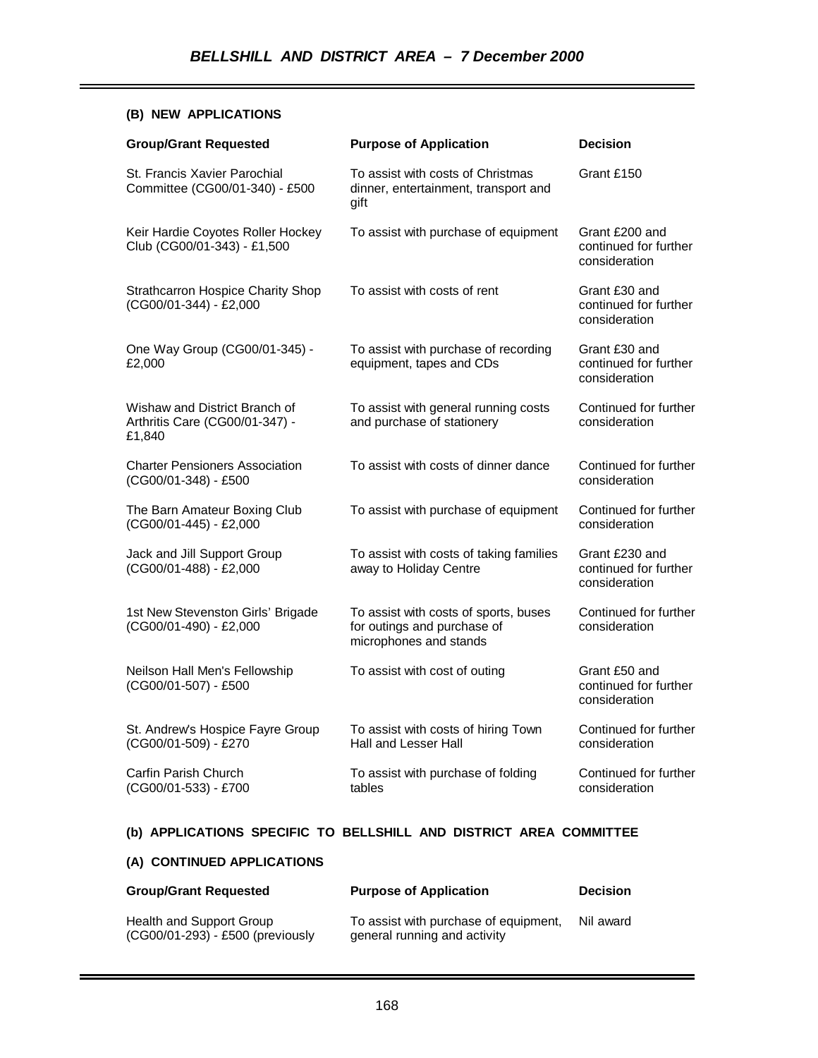### (B) NEW APPLICATIONS

| Group/Grant Requested | Purpose of Application | Decision |
|---|---|---|
| St. Francis Xavier Parochial Committee (CG00/01-340) - £500 | To assist with costs of Christmas dinner, entertainment, transport and gift | Grant £150 |
| Keir Hardie Coyotes Roller Hockey Club (CG00/01-343) - £1,500 | To assist with purchase of equipment | Grant £200 and continued for further consideration |
| Strathcarron Hospice Charity Shop (CG00/01-344) - £2,000 | To assist with costs of rent | Grant £30 and continued for further consideration |
| One Way Group (CG00/01-345) - £2,000 | To assist with purchase of recording equipment, tapes and CDs | Grant £30 and continued for further consideration |
| Wishaw and District Branch of Arthritis Care (CG00/01-347) - £1,840 | To assist with general running costs and purchase of stationery | Continued for further consideration |
| Charter Pensioners Association (CG00/01-348) - £500 | To assist with costs of dinner dance | Continued for further consideration |
| The Barn Amateur Boxing Club (CG00/01-445) - £2,000 | To assist with purchase of equipment | Continued for further consideration |
| Jack and Jill Support Group (CG00/01-488) - £2,000 | To assist with costs of taking families away to Holiday Centre | Grant £230 and continued for further consideration |
| 1st New Stevenston Girls' Brigade (CG00/01-490) - £2,000 | To assist with costs of sports, buses for outings and purchase of microphones and stands | Continued for further consideration |
| Neilson Hall Men's Fellowship (CG00/01-507) - £500 | To assist with cost of outing | Grant £50 and continued for further consideration |
| St. Andrew's Hospice Fayre Group (CG00/01-509) - £270 | To assist with costs of hiring Town Hall and Lesser Hall | Continued for further consideration |
| Carfin Parish Church (CG00/01-533) - £700 | To assist with purchase of folding tables | Continued for further consideration |

### (b) APPLICATIONS SPECIFIC TO BELLSHILL AND DISTRICT AREA COMMITTEE

### (A) CONTINUED APPLICATIONS

| Group/Grant Requested | Purpose of Application | Decision |
|---|---|---|
| Health and Support Group (CG00/01-293) - £500 (previously | To assist with purchase of equipment, general running and activity | Nil award |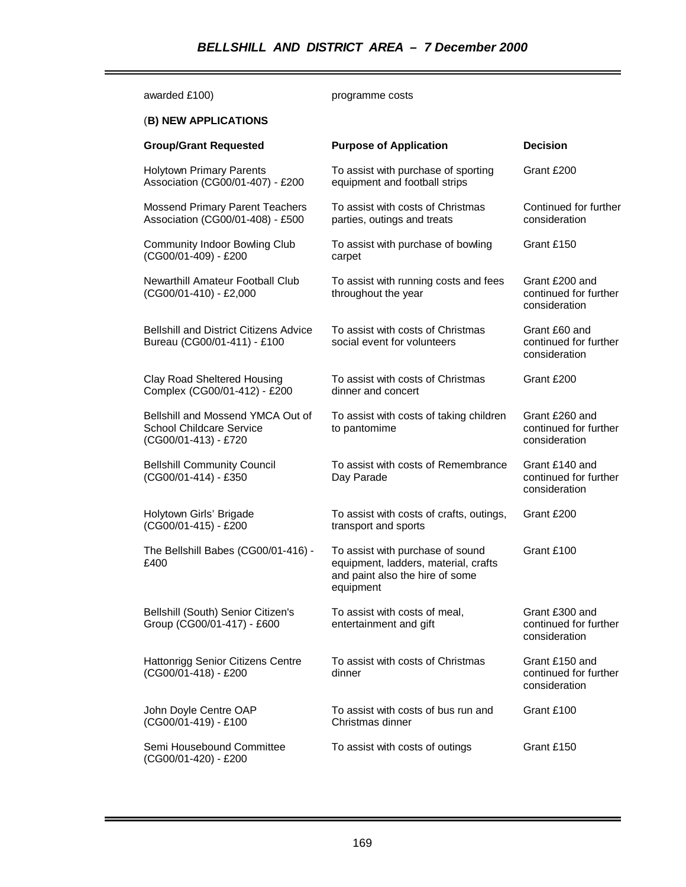| awarded £100) | programme costs | |
|---|---|---|

(**B) NEW APPLICATIONS**

| **Group/Grant Requested** | **Purpose of Application** | **Decision** |
|---|---|---|
| Holytown Primary Parents Association (CG00/01-407) - £200 | To assist with purchase of sporting equipment and football strips | Grant £200 |
| Mossend Primary Parent Teachers Association (CG00/01-408) - £500 | To assist with costs of Christmas parties, outings and treats | Continued for further consideration |
| Community Indoor Bowling Club (CG00/01-409) - £200 | To assist with purchase of bowling carpet | Grant £150 |
| Newarthill Amateur Football Club (CG00/01-410) - £2,000 | To assist with running costs and fees throughout the year | Grant £200 and continued for further consideration |
| Bellshill and District Citizens Advice Bureau (CG00/01-411) - £100 | To assist with costs of Christmas social event for volunteers | Grant £60 and continued for further consideration |
| Clay Road Sheltered Housing Complex (CG00/01-412) - £200 | To assist with costs of Christmas dinner and concert | Grant £200 |
| Bellshill and Mossend YMCA Out of School Childcare Service (CG00/01-413) - £720 | To assist with costs of taking children to pantomime | Grant £260 and continued for further consideration |
| Bellshill Community Council (CG00/01-414) - £350 | To assist with costs of Remembrance Day Parade | Grant £140 and continued for further consideration |
| Holytown Girls' Brigade (CG00/01-415) - £200 | To assist with costs of crafts, outings, transport and sports | Grant £200 |
| The Bellshill Babes (CG00/01-416) - £400 | To assist with purchase of sound equipment, ladders, material, crafts and paint also the hire of some equipment | Grant £100 |
| Bellshill (South) Senior Citizen's Group (CG00/01-417) - £600 | To assist with costs of meal, entertainment and gift | Grant £300 and continued for further consideration |
| Hattonrigg Senior Citizens Centre (CG00/01-418) - £200 | To assist with costs of Christmas dinner | Grant £150 and continued for further consideration |
| John Doyle Centre OAP (CG00/01-419) - £100 | To assist with costs of bus run and Christmas dinner | Grant £100 |
| Semi Housebound Committee (CG00/01-420) - £200 | To assist with costs of outings | Grant £150 |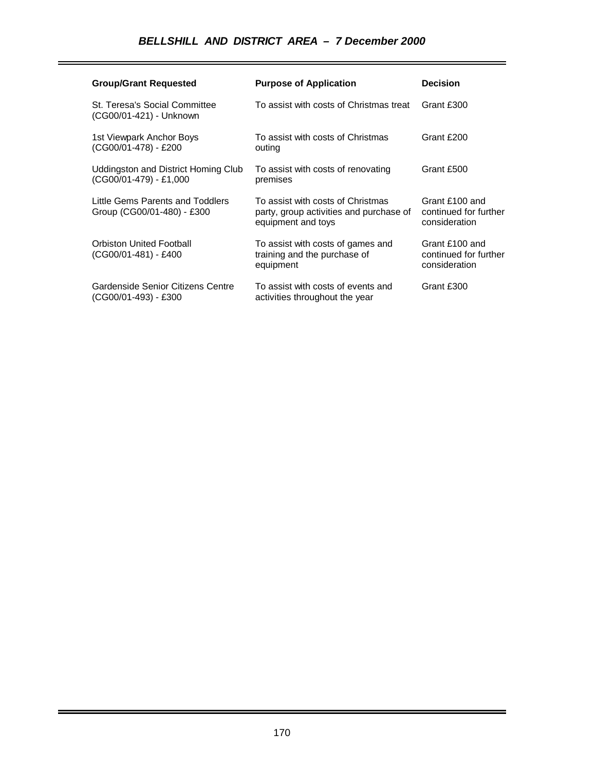| Group/Grant Requested | Purpose of Application | Decision |
|---|---|---|
| St. Teresa's Social Committee (CG00/01-421) - Unknown | To assist with costs of Christmas treat | Grant £300 |
| 1st Viewpark Anchor Boys (CG00/01-478) - £200 | To assist with costs of Christmas outing | Grant £200 |
| Uddingston and District Homing Club (CG00/01-479) - £1,000 | To assist with costs of renovating premises | Grant £500 |
| Little Gems Parents and Toddlers Group (CG00/01-480) - £300 | To assist with costs of Christmas party, group activities and purchase of equipment and toys | Grant £100 and continued for further consideration |
| Orbiston United Football (CG00/01-481) - £400 | To assist with costs of games and training and the purchase of equipment | Grant £100 and continued for further consideration |
| Gardenside Senior Citizens Centre (CG00/01-493) - £300 | To assist with costs of events and activities throughout the year | Grant £300 |